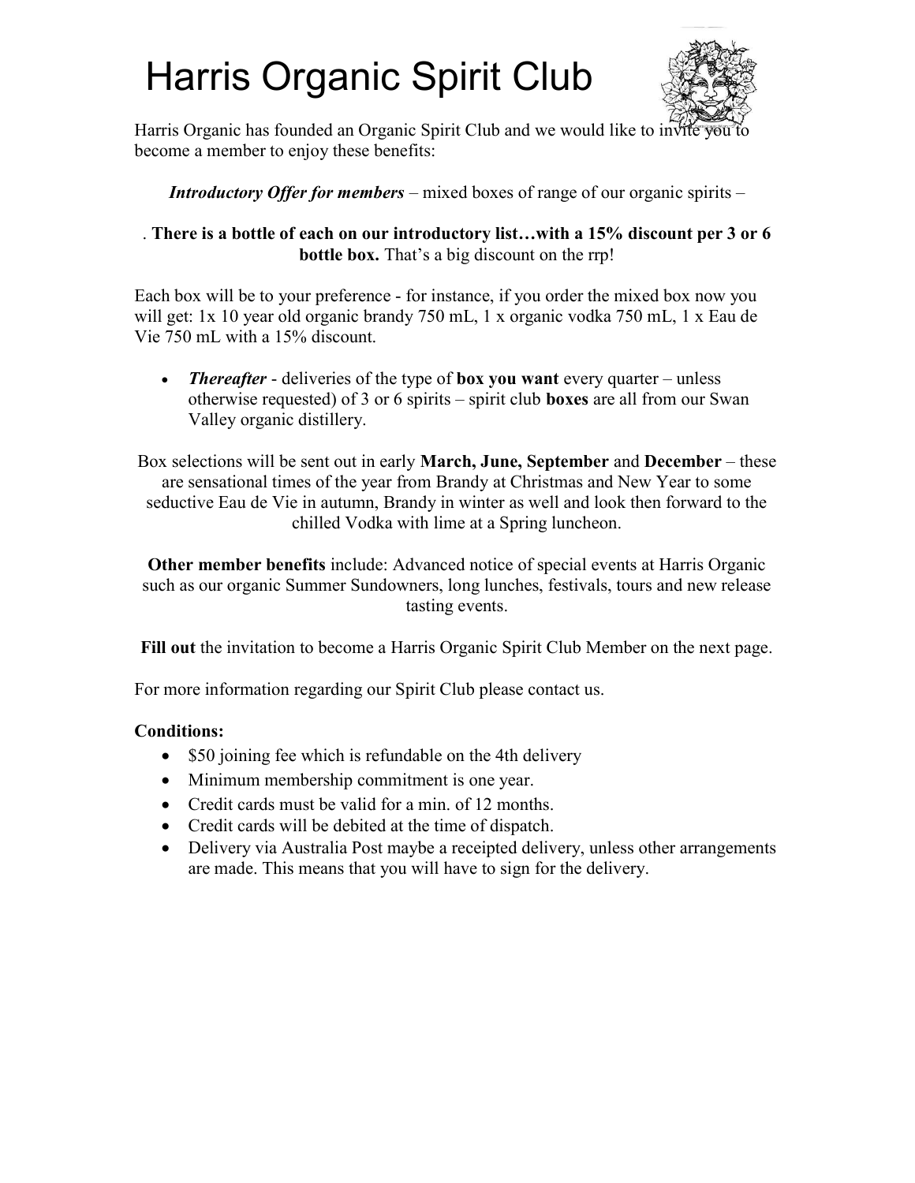# Harris Organic Spirit Club

Harris Organic has founded an Organic Spirit Club and we would like to invite you to become a member to enjoy these benefits:

***Introductory Offer for members*** – mixed boxes of range of our organic spirits –

. **There is a bottle of each on our introductory list…with a 15% discount per 3 or 6 bottle box.** That's a big discount on the rrp!

Each box will be to your preference - for instance, if you order the mixed box now you will get: 1x 10 year old organic brandy 750 mL, 1 x organic vodka 750 mL, 1 x Eau de Vie 750 mL with a 15% discount.

- ***Thereafter*** - deliveries of the type of **box you want** every quarter – unless otherwise requested) of 3 or 6 spirits – spirit club **boxes** are all from our Swan Valley organic distillery.

Box selections will be sent out in early **March, June, September** and **December** – these are sensational times of the year from Brandy at Christmas and New Year to some seductive Eau de Vie in autumn, Brandy in winter as well and look then forward to the chilled Vodka with lime at a Spring luncheon.

**Other member benefits** include: Advanced notice of special events at Harris Organic such as our organic Summer Sundowners, long lunches, festivals, tours and new release tasting events.

**Fill out** the invitation to become a Harris Organic Spirit Club Member on the next page.

For more information regarding our Spirit Club please contact us.

**Conditions:**

- $50 joining fee which is refundable on the 4th delivery
- Minimum membership commitment is one year.
- Credit cards must be valid for a min. of 12 months.
- Credit cards will be debited at the time of dispatch.
- Delivery via Australia Post maybe a receipted delivery, unless other arrangements are made. This means that you will have to sign for the delivery.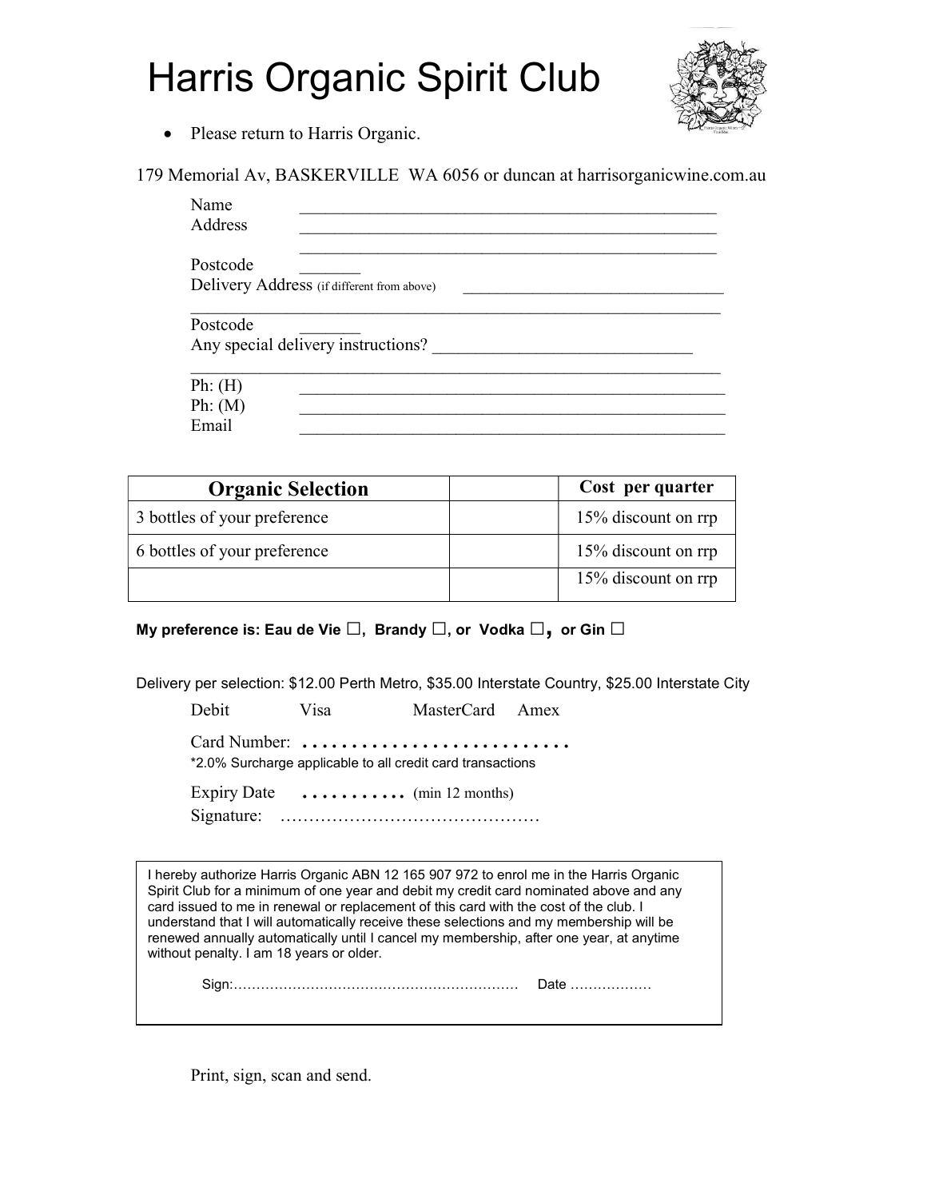# Harris Organic Spirit Club

- Please return to Harris Organic.

179 Memorial Av, BASKERVILLE WA 6056 or duncan at harrisorganicwine.com.au

Name ______________________________________________

Address ______________________________________________

______________________________________________

Postcode _______

Delivery Address (if different from above) ______________________________

______________________________________________________________

Postcode _______

Any special delivery instructions? ______________________________

______________________________________________________________

Ph: (H) ______________________________________________

Ph: (M) ______________________________________________

Email ______________________________________________

| Organic Selection | | Cost per quarter |
|---|---|---|
| 3 bottles of your preference | | 15% discount on rrp |
| 6 bottles of your preference | | 15% discount on rrp |
| | | 15% discount on rrp |

**My preference is: Eau de Vie ☐, Brandy ☐, or Vodka ☐, or Gin ☐**

Delivery per selection: $12.00 Perth Metro, $35.00 Interstate Country, $25.00 Interstate City

Debit Visa MasterCard Amex

Card Number: ............................

*2.0% Surcharge applicable to all credit card transactions

Expiry Date ........... (min 12 months)

Signature: ............................................

I hereby authorize Harris Organic ABN 12 165 907 972 to enrol me in the Harris Organic Spirit Club for a minimum of one year and debit my credit card nominated above and any card issued to me in renewal or replacement of this card with the cost of the club. I understand that I will automatically receive these selections and my membership will be renewed annually automatically until I cancel my membership, after one year, at anytime without penalty. I am 18 years or older.

Sign:............................................................ Date .................

Print, sign, scan and send.